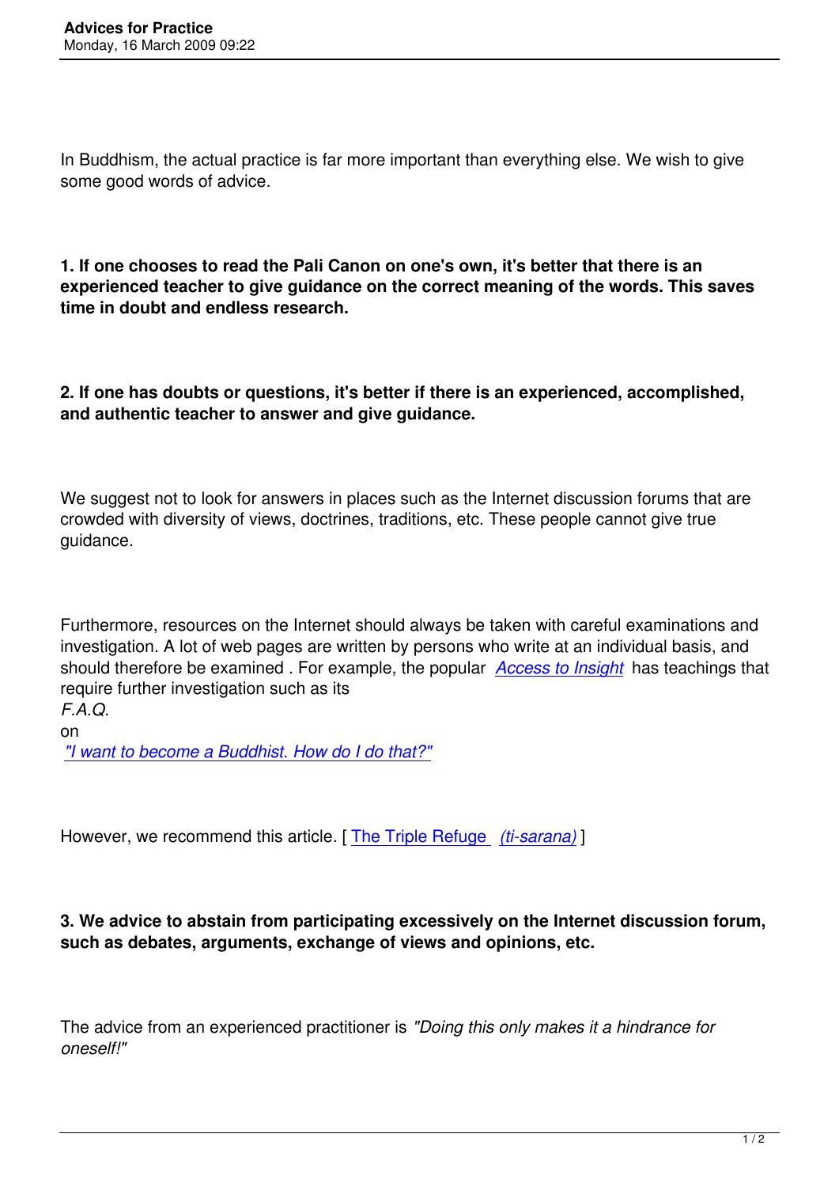In Buddhism, the actual practice is far more important than everything else. We wish to give some good words of advice.

**1. If one chooses to read the Pali Canon on one's own, it's better that there is an experienced teacher to give guidance on the correct meaning of the words. This saves time in doubt and endless research.**

**2. If one has doubts or questions, it's better if there is an experienced, accomplished, and authentic teacher to answer and give guidance.**

We suggest not to look for answers in places such as the Internet discussion forums that are crowded with diversity of views, doctrines, traditions, etc. These people cannot give true guidance.

Furthermore, resources on the Internet should always be taken with careful examinations and investigation. A lot of web pages are written by persons who write at an individual basis, and should therefore be examined . For example, the popular *Access to Insight* has teachings that require further investigation such as its *F.A.Q.* on *"I want to become a Buddhist. How do I do that?"*

However, we recommend this article. [ The Triple Refuge *(ti-sarana)* ]

**3. We advice to abstain from participating excessively on the Internet discussion forum, such as debates, arguments, exchange of views and opinions, etc.**

The advice from an experienced practitioner is *"Doing this only makes it a hindrance for oneself!"*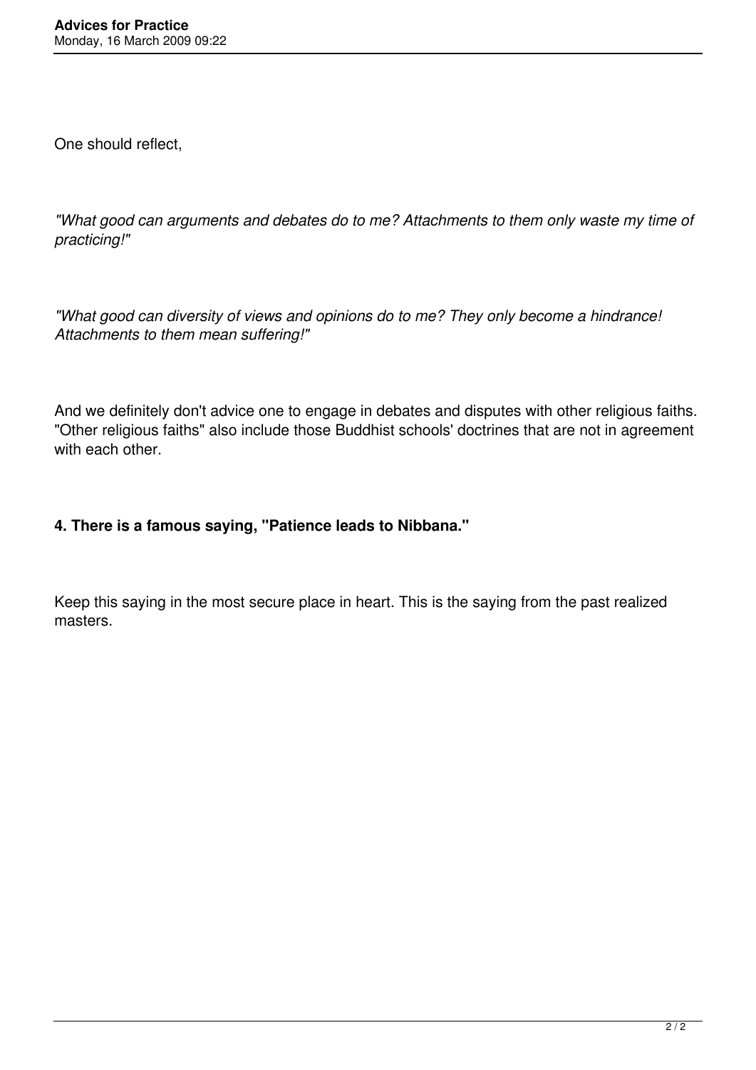One should reflect,

*"What good can arguments and debates do to me? Attachments to them only waste my time of practicing!"*

*"What good can diversity of views and opinions do to me? They only become a hindrance! Attachments to them mean suffering!"*

And we definitely don't advice one to engage in debates and disputes with other religious faiths. "Other religious faiths" also include those Buddhist schools' doctrines that are not in agreement with each other.

**4. There is a famous saying, "Patience leads to Nibbana."**

Keep this saying in the most secure place in heart. This is the saying from the past realized masters.